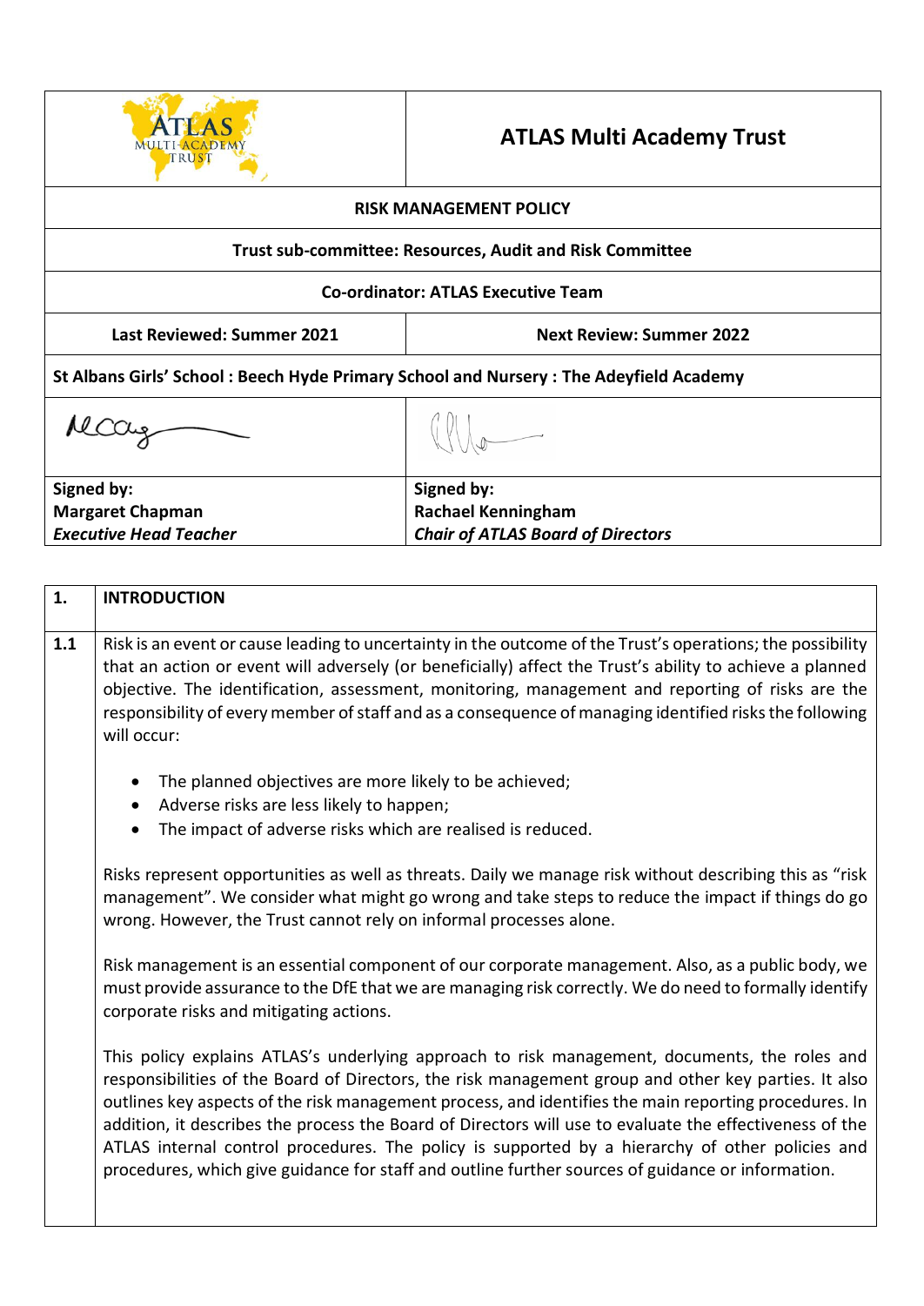| ATLAS Multi Academy Trust | |
|---|---|
| **ATLAS Multi Academy Trust** | |
| **RISK MANAGEMENT POLICY** | |
| **Trust sub-committee: Resources, Audit and Risk Committee** | |
| **Co-ordinator: ATLAS Executive Team** | |
| **Last Reviewed: Summer 2021** | **Next Review: Summer 2022** |
| **St Albans Girls' School : Beech Hyde Primary School and Nursery : The Adeyfield Academy** | |
| **Signed by:**<br>**Margaret Chapman**<br>***Executive Head Teacher*** | **Signed by:**<br>**Rachael Kenningham**<br>***Chair of ATLAS Board of Directors*** |

## 1. INTRODUCTION

**1.1** Risk is an event or cause leading to uncertainty in the outcome of the Trust's operations; the possibility that an action or event will adversely (or beneficially) affect the Trust's ability to achieve a planned objective. The identification, assessment, monitoring, management and reporting of risks are the responsibility of every member of staff and as a consequence of managing identified risks the following will occur:

- The planned objectives are more likely to be achieved;
- Adverse risks are less likely to happen;
- The impact of adverse risks which are realised is reduced.

Risks represent opportunities as well as threats. Daily we manage risk without describing this as "risk management". We consider what might go wrong and take steps to reduce the impact if things do go wrong. However, the Trust cannot rely on informal processes alone.

Risk management is an essential component of our corporate management. Also, as a public body, we must provide assurance to the DfE that we are managing risk correctly. We do need to formally identify corporate risks and mitigating actions.

This policy explains ATLAS's underlying approach to risk management, documents, the roles and responsibilities of the Board of Directors, the risk management group and other key parties. It also outlines key aspects of the risk management process, and identifies the main reporting procedures. In addition, it describes the process the Board of Directors will use to evaluate the effectiveness of the ATLAS internal control procedures. The policy is supported by a hierarchy of other policies and procedures, which give guidance for staff and outline further sources of guidance or information.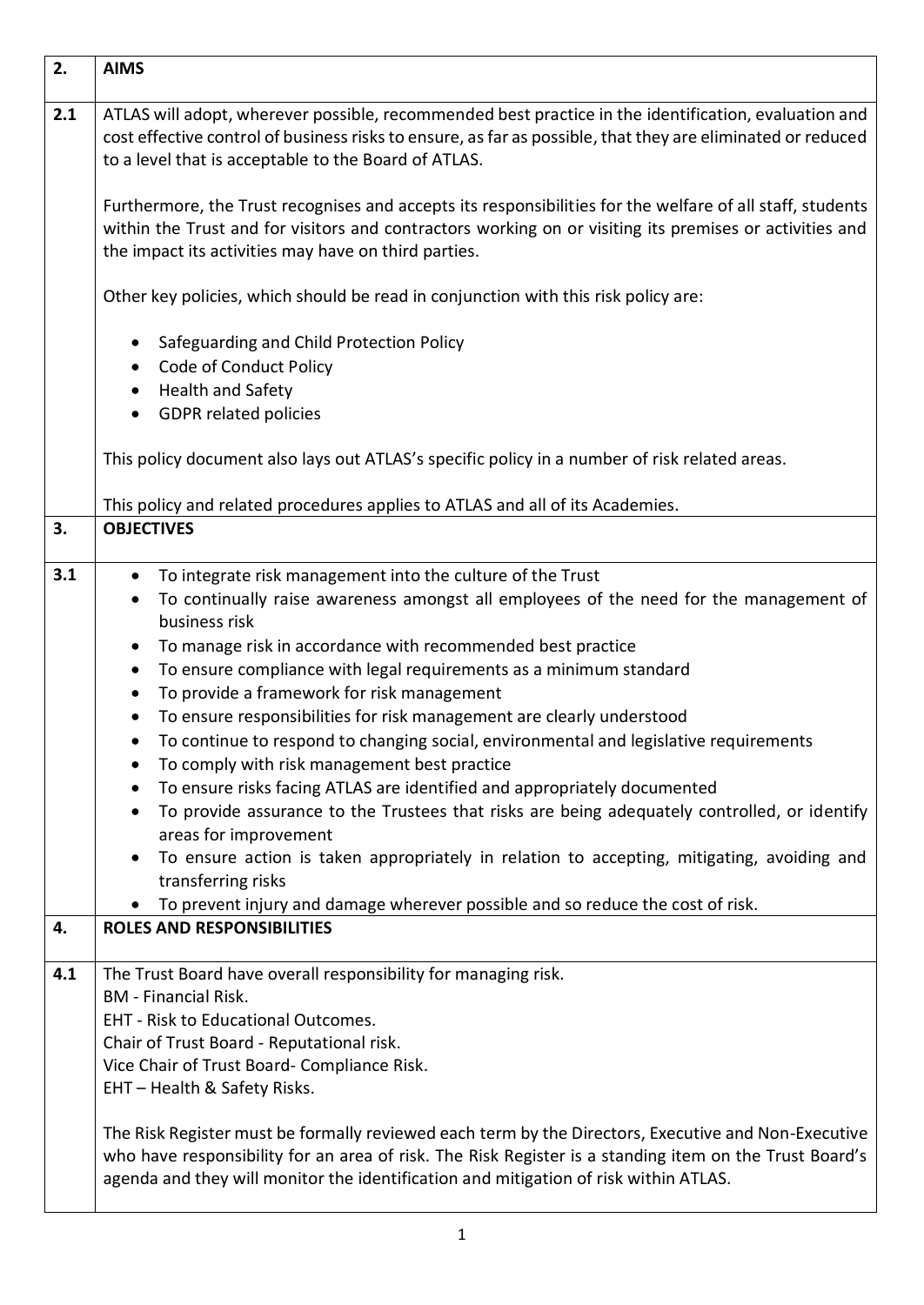## 2. AIMS

**2.1** ATLAS will adopt, wherever possible, recommended best practice in the identification, evaluation and cost effective control of business risks to ensure, as far as possible, that they are eliminated or reduced to a level that is acceptable to the Board of ATLAS.

Furthermore, the Trust recognises and accepts its responsibilities for the welfare of all staff, students within the Trust and for visitors and contractors working on or visiting its premises or activities and the impact its activities may have on third parties.

Other key policies, which should be read in conjunction with this risk policy are:

- Safeguarding and Child Protection Policy
- Code of Conduct Policy
- Health and Safety
- GDPR related policies

This policy document also lays out ATLAS's specific policy in a number of risk related areas.

This policy and related procedures applies to ATLAS and all of its Academies.

## 3. OBJECTIVES

**3.1**

- To integrate risk management into the culture of the Trust
- To continually raise awareness amongst all employees of the need for the management of business risk
- To manage risk in accordance with recommended best practice
- To ensure compliance with legal requirements as a minimum standard
- To provide a framework for risk management
- To ensure responsibilities for risk management are clearly understood
- To continue to respond to changing social, environmental and legislative requirements
- To comply with risk management best practice
- To ensure risks facing ATLAS are identified and appropriately documented
- To provide assurance to the Trustees that risks are being adequately controlled, or identify areas for improvement
- To ensure action is taken appropriately in relation to accepting, mitigating, avoiding and transferring risks
- To prevent injury and damage wherever possible and so reduce the cost of risk.

## 4. ROLES AND RESPONSIBILITIES

**4.1** The Trust Board have overall responsibility for managing risk.
BM - Financial Risk.
EHT - Risk to Educational Outcomes.
Chair of Trust Board - Reputational risk.
Vice Chair of Trust Board- Compliance Risk.
EHT – Health & Safety Risks.

The Risk Register must be formally reviewed each term by the Directors, Executive and Non-Executive who have responsibility for an area of risk. The Risk Register is a standing item on the Trust Board's agenda and they will monitor the identification and mitigation of risk within ATLAS.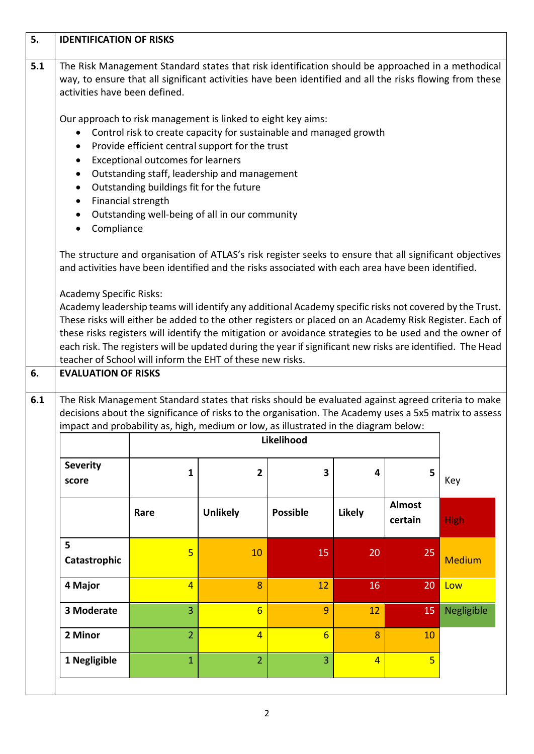## 5. IDENTIFICATION OF RISKS

**5.1** The Risk Management Standard states that risk identification should be approached in a methodical way, to ensure that all significant activities have been identified and all the risks flowing from these activities have been defined.

Our approach to risk management is linked to eight key aims:

- Control risk to create capacity for sustainable and managed growth
- Provide efficient central support for the trust
- Exceptional outcomes for learners
- Outstanding staff, leadership and management
- Outstanding buildings fit for the future
- Financial strength
- Outstanding well-being of all in our community
- Compliance

The structure and organisation of ATLAS's risk register seeks to ensure that all significant objectives and activities have been identified and the risks associated with each area have been identified.

Academy Specific Risks:
Academy leadership teams will identify any additional Academy specific risks not covered by the Trust. These risks will either be added to the other registers or placed on an Academy Risk Register. Each of these risks registers will identify the mitigation or avoidance strategies to be used and the owner of each risk. The registers will be updated during the year if significant new risks are identified. The Head teacher of School will inform the EHT of these new risks.

## 6. EVALUATION OF RISKS

**6.1** The Risk Management Standard states that risks should be evaluated against agreed criteria to make decisions about the significance of risks to the organisation. The Academy uses a 5x5 matrix to assess impact and probability as, high, medium or low, as illustrated in the diagram below:

| | **Likelihood** | | | | | |
|---|---|---|---|---|---|---|
| **Severity score** | **1** | **2** | **3** | **4** | **5** | Key |
| | **Rare** | **Unlikely** | **Possible** | **Likely** | **Almost certain** | High |
| **5 Catastrophic** | 5 | 10 | 15 | 20 | 25 | Medium |
| **4 Major** | 4 | 8 | 12 | 16 | 20 | Low |
| **3 Moderate** | 3 | 6 | 9 | 12 | 15 | Negligible |
| **2 Minor** | 2 | 4 | 6 | 8 | 10 | |
| **1 Negligible** | 1 | 2 | 3 | 4 | 5 | |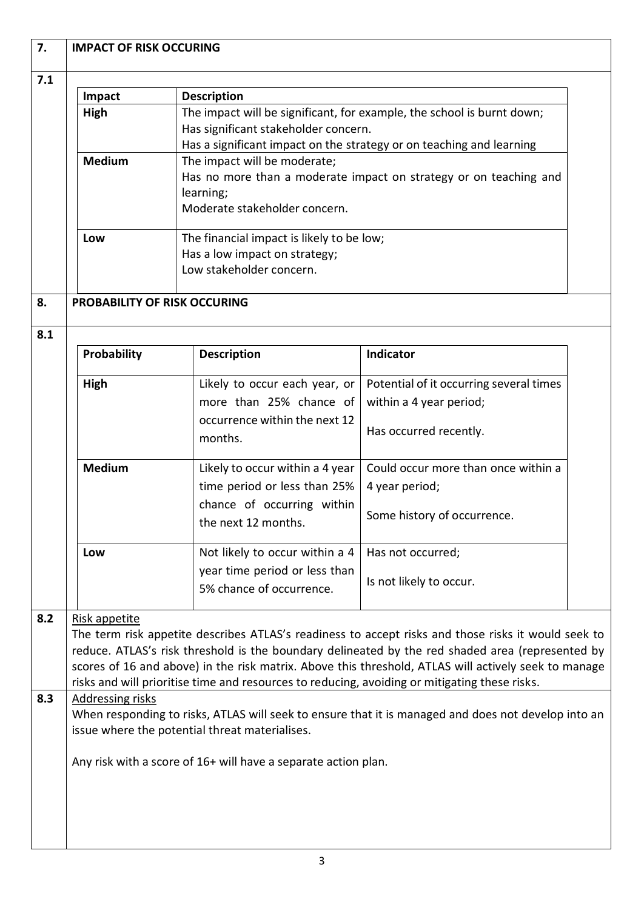## 7. IMPACT OF RISK OCCURING

**7.1**

| Impact | Description |
|---|---|
| **High** | The impact will be significant, for example, the school is burnt down; Has significant stakeholder concern. Has a significant impact on the strategy or on teaching and learning |
| **Medium** | The impact will be moderate; Has no more than a moderate impact on strategy or on teaching and learning; Moderate stakeholder concern. |
| **Low** | The financial impact is likely to be low; Has a low impact on strategy; Low stakeholder concern. |

## 8. PROBABILITY OF RISK OCCURING

**8.1**

| Probability | Description | Indicator |
|---|---|---|
| **High** | Likely to occur each year, or more than 25% chance of occurrence within the next 12 months. | Potential of it occurring several times within a 4 year period; Has occurred recently. |
| **Medium** | Likely to occur within a 4 year time period or less than 25% chance of occurring within the next 12 months. | Could occur more than once within a 4 year period; Some history of occurrence. |
| **Low** | Not likely to occur within a 4 year time period or less than 5% chance of occurrence. | Has not occurred; Is not likely to occur. |

**8.2** Risk appetite

The term risk appetite describes ATLAS's readiness to accept risks and those risks it would seek to reduce. ATLAS's risk threshold is the boundary delineated by the red shaded area (represented by scores of 16 and above) in the risk matrix. Above this threshold, ATLAS will actively seek to manage risks and will prioritise time and resources to reducing, avoiding or mitigating these risks.

**8.3** Addressing risks

When responding to risks, ATLAS will seek to ensure that it is managed and does not develop into an issue where the potential threat materialises.

Any risk with a score of 16+ will have a separate action plan.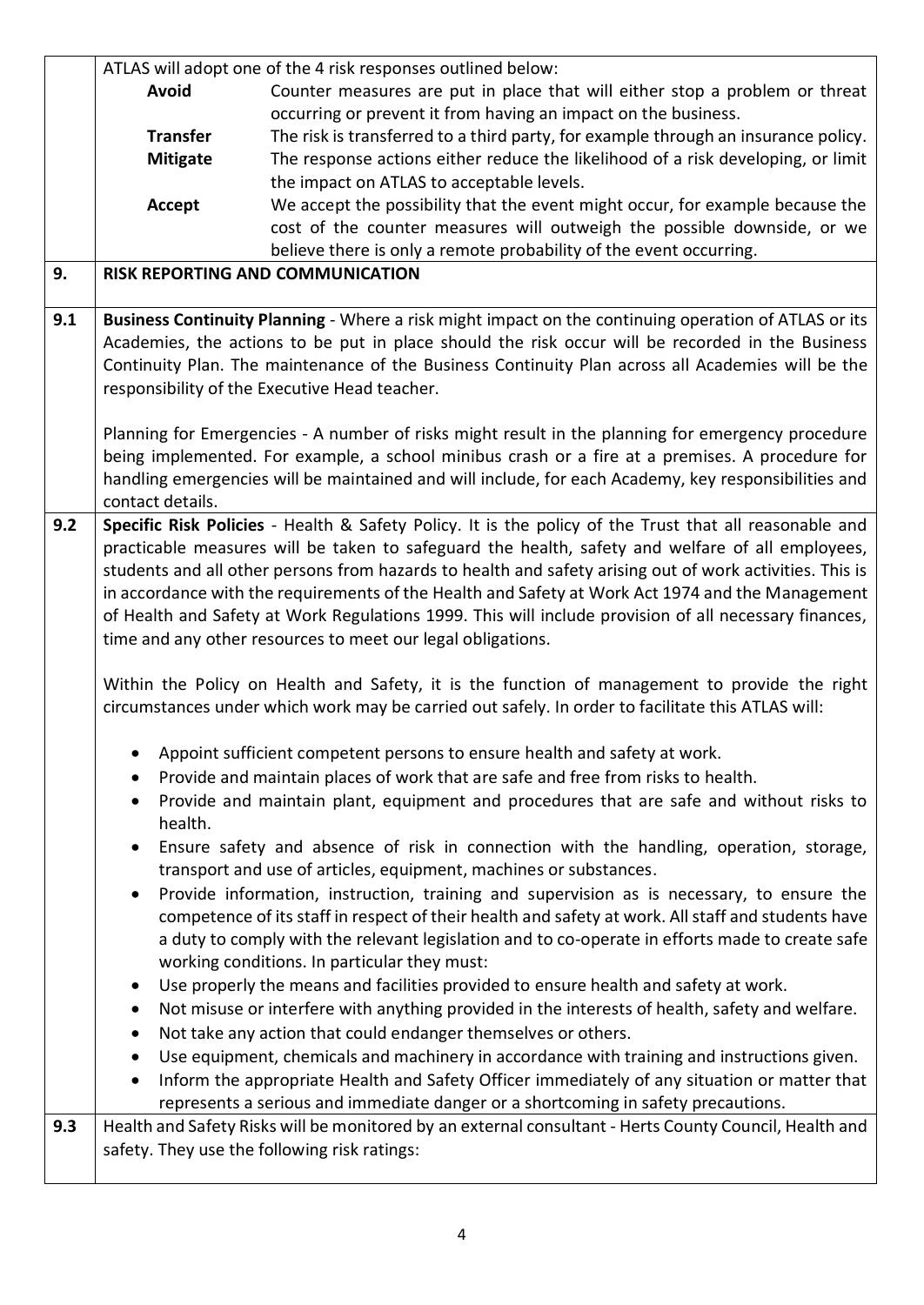ATLAS will adopt one of the 4 risk responses outlined below:

| | |
|---|---|
| **Avoid** | Counter measures are put in place that will either stop a problem or threat occurring or prevent it from having an impact on the business. |
| **Transfer** | The risk is transferred to a third party, for example through an insurance policy. |
| **Mitigate** | The response actions either reduce the likelihood of a risk developing, or limit the impact on ATLAS to acceptable levels. |
| **Accept** | We accept the possibility that the event might occur, for example because the cost of the counter measures will outweigh the possible downside, or we believe there is only a remote probability of the event occurring. |

## 9. RISK REPORTING AND COMMUNICATION

**9.1** **Business Continuity Planning** - Where a risk might impact on the continuing operation of ATLAS or its Academies, the actions to be put in place should the risk occur will be recorded in the Business Continuity Plan. The maintenance of the Business Continuity Plan across all Academies will be the responsibility of the Executive Head teacher.

Planning for Emergencies - A number of risks might result in the planning for emergency procedure being implemented. For example, a school minibus crash or a fire at a premises. A procedure for handling emergencies will be maintained and will include, for each Academy, key responsibilities and contact details.

**9.2** **Specific Risk Policies** - Health & Safety Policy. It is the policy of the Trust that all reasonable and practicable measures will be taken to safeguard the health, safety and welfare of all employees, students and all other persons from hazards to health and safety arising out of work activities. This is in accordance with the requirements of the Health and Safety at Work Act 1974 and the Management of Health and Safety at Work Regulations 1999. This will include provision of all necessary finances, time and any other resources to meet our legal obligations.

Within the Policy on Health and Safety, it is the function of management to provide the right circumstances under which work may be carried out safely. In order to facilitate this ATLAS will:

- Appoint sufficient competent persons to ensure health and safety at work.
- Provide and maintain places of work that are safe and free from risks to health.
- Provide and maintain plant, equipment and procedures that are safe and without risks to health.
- Ensure safety and absence of risk in connection with the handling, operation, storage, transport and use of articles, equipment, machines or substances.
- Provide information, instruction, training and supervision as is necessary, to ensure the competence of its staff in respect of their health and safety at work. All staff and students have a duty to comply with the relevant legislation and to co-operate in efforts made to create safe working conditions. In particular they must:
- Use properly the means and facilities provided to ensure health and safety at work.
- Not misuse or interfere with anything provided in the interests of health, safety and welfare.
- Not take any action that could endanger themselves or others.
- Use equipment, chemicals and machinery in accordance with training and instructions given.
- Inform the appropriate Health and Safety Officer immediately of any situation or matter that represents a serious and immediate danger or a shortcoming in safety precautions.

**9.3** Health and Safety Risks will be monitored by an external consultant - Herts County Council, Health and safety. They use the following risk ratings: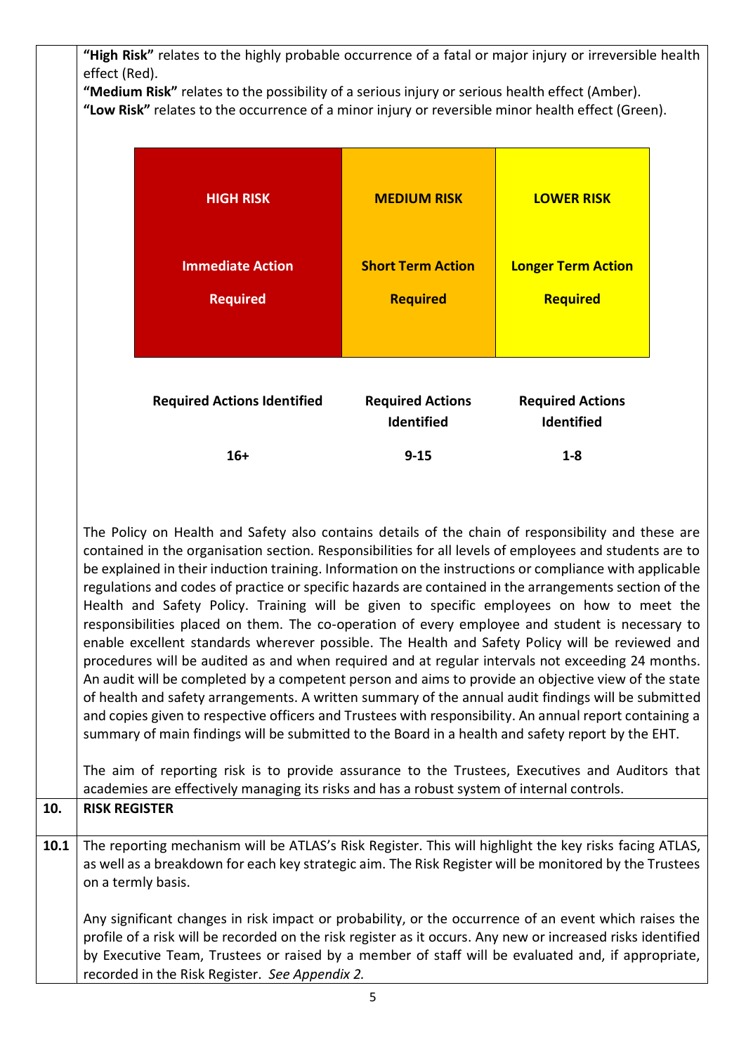**"High Risk"** relates to the highly probable occurrence of a fatal or major injury or irreversible health effect (Red).

**"Medium Risk"** relates to the possibility of a serious injury or serious health effect (Amber).

**"Low Risk"** relates to the occurrence of a minor injury or reversible minor health effect (Green).

| **HIGH RISK** | **MEDIUM RISK** | **LOWER RISK** |
|---|---|---|
| **Immediate Action Required** | **Short Term Action Required** | **Longer Term Action Required** |
| **Required Actions Identified** | **Required Actions Identified** | **Required Actions Identified** |
| **16+** | **9-15** | **1-8** |

The Policy on Health and Safety also contains details of the chain of responsibility and these are contained in the organisation section. Responsibilities for all levels of employees and students are to be explained in their induction training. Information on the instructions or compliance with applicable regulations and codes of practice or specific hazards are contained in the arrangements section of the Health and Safety Policy. Training will be given to specific employees on how to meet the responsibilities placed on them. The co-operation of every employee and student is necessary to enable excellent standards wherever possible. The Health and Safety Policy will be reviewed and procedures will be audited as and when required and at regular intervals not exceeding 24 months. An audit will be completed by a competent person and aims to provide an objective view of the state of health and safety arrangements. A written summary of the annual audit findings will be submitted and copies given to respective officers and Trustees with responsibility. An annual report containing a summary of main findings will be submitted to the Board in a health and safety report by the EHT.

The aim of reporting risk is to provide assurance to the Trustees, Executives and Auditors that academies are effectively managing its risks and has a robust system of internal controls.

## 10. RISK REGISTER

**10.1** The reporting mechanism will be ATLAS's Risk Register. This will highlight the key risks facing ATLAS, as well as a breakdown for each key strategic aim. The Risk Register will be monitored by the Trustees on a termly basis.

Any significant changes in risk impact or probability, or the occurrence of an event which raises the profile of a risk will be recorded on the risk register as it occurs. Any new or increased risks identified by Executive Team, Trustees or raised by a member of staff will be evaluated and, if appropriate, recorded in the Risk Register. *See Appendix 2.*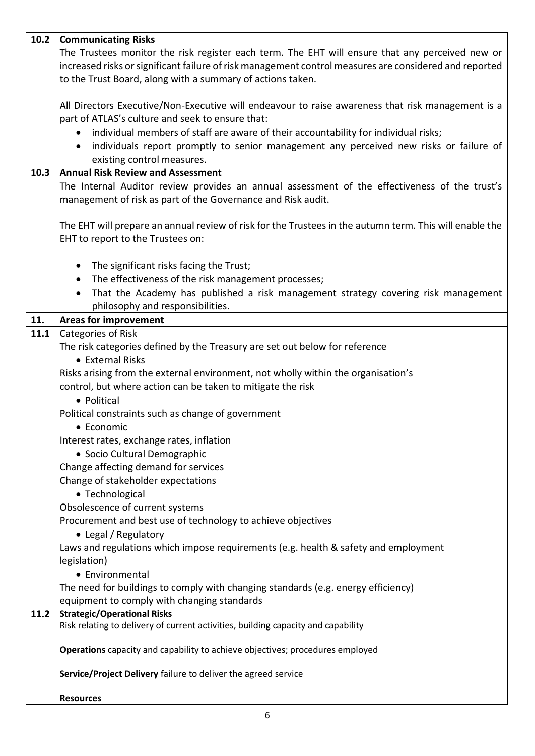| | |
|---|---|
| **10.2** | **Communicating Risks**<br>The Trustees monitor the risk register each term. The EHT will ensure that any perceived new or increased risks or significant failure of risk management control measures are considered and reported to the Trust Board, along with a summary of actions taken.<br><br>All Directors Executive/Non-Executive will endeavour to raise awareness that risk management is a part of ATLAS's culture and seek to ensure that:<br>• individual members of staff are aware of their accountability for individual risks;<br>• individuals report promptly to senior management any perceived new risks or failure of existing control measures. |
| **10.3** | **Annual Risk Review and Assessment**<br>The Internal Auditor review provides an annual assessment of the effectiveness of the trust's management of risk as part of the Governance and Risk audit.<br><br>The EHT will prepare an annual review of risk for the Trustees in the autumn term. This will enable the EHT to report to the Trustees on:<br><br>• The significant risks facing the Trust;<br>• The effectiveness of the risk management processes;<br>• That the Academy has published a risk management strategy covering risk management philosophy and responsibilities. |
| **11.** | **Areas for improvement** |
| **11.1** | Categories of Risk<br>The risk categories defined by the Treasury are set out below for reference<br>• External Risks<br>Risks arising from the external environment, not wholly within the organisation's control, but where action can be taken to mitigate the risk<br>• Political<br>Political constraints such as change of government<br>• Economic<br>Interest rates, exchange rates, inflation<br>• Socio Cultural Demographic<br>Change affecting demand for services<br>Change of stakeholder expectations<br>• Technological<br>Obsolescence of current systems<br>Procurement and best use of technology to achieve objectives<br>• Legal / Regulatory<br>Laws and regulations which impose requirements (e.g. health & safety and employment legislation)<br>• Environmental<br>The need for buildings to comply with changing standards (e.g. energy efficiency) equipment to comply with changing standards |
| **11.2** | **Strategic/Operational Risks**<br>Risk relating to delivery of current activities, building capacity and capability<br><br>**Operations** capacity and capability to achieve objectives; procedures employed<br><br>**Service/Project Delivery** failure to deliver the agreed service<br><br>**Resources** |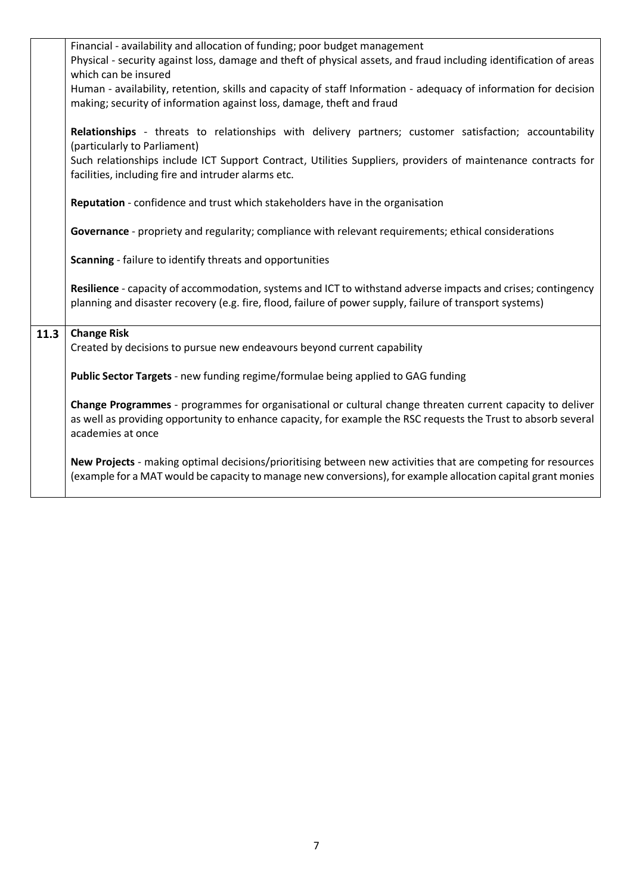| | |
|---|---|
| | Financial - availability and allocation of funding; poor budget management<br>Physical - security against loss, damage and theft of physical assets, and fraud including identification of areas which can be insured<br>Human - availability, retention, skills and capacity of staff Information - adequacy of information for decision making; security of information against loss, damage, theft and fraud<br><br>**Relationships** - threats to relationships with delivery partners; customer satisfaction; accountability (particularly to Parliament)<br>Such relationships include ICT Support Contract, Utilities Suppliers, providers of maintenance contracts for facilities, including fire and intruder alarms etc.<br><br>**Reputation** - confidence and trust which stakeholders have in the organisation<br><br>**Governance** - propriety and regularity; compliance with relevant requirements; ethical considerations<br><br>**Scanning** - failure to identify threats and opportunities<br><br>**Resilience** - capacity of accommodation, systems and ICT to withstand adverse impacts and crises; contingency planning and disaster recovery (e.g. fire, flood, failure of power supply, failure of transport systems) |
| **11.3** | **Change Risk**<br>Created by decisions to pursue new endeavours beyond current capability<br><br>**Public Sector Targets** - new funding regime/formulae being applied to GAG funding<br><br>**Change Programmes** - programmes for organisational or cultural change threaten current capacity to deliver as well as providing opportunity to enhance capacity, for example the RSC requests the Trust to absorb several academies at once<br><br>**New Projects** - making optimal decisions/prioritising between new activities that are competing for resources (example for a MAT would be capacity to manage new conversions), for example allocation capital grant monies |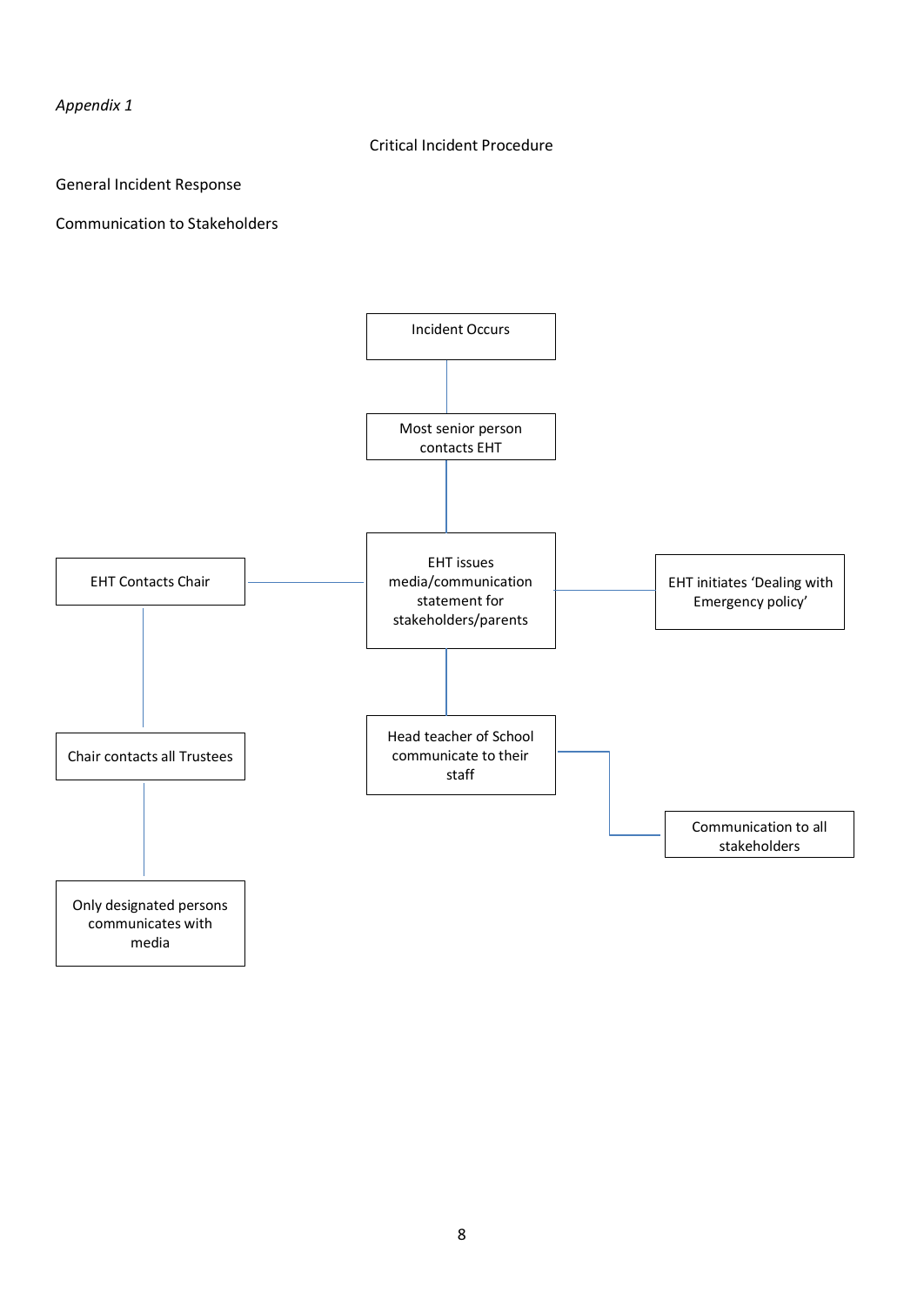*Appendix 1*

Critical Incident Procedure

General Incident Response

Communication to Stakeholders

Incident Occurs

Most senior person contacts EHT

EHT Contacts Chair

EHT issues media/communication statement for stakeholders/parents

EHT initiates 'Dealing with Emergency policy'

Chair contacts all Trustees

Head teacher of School communicate to their staff

Communication to all stakeholders

Only designated persons communicates with media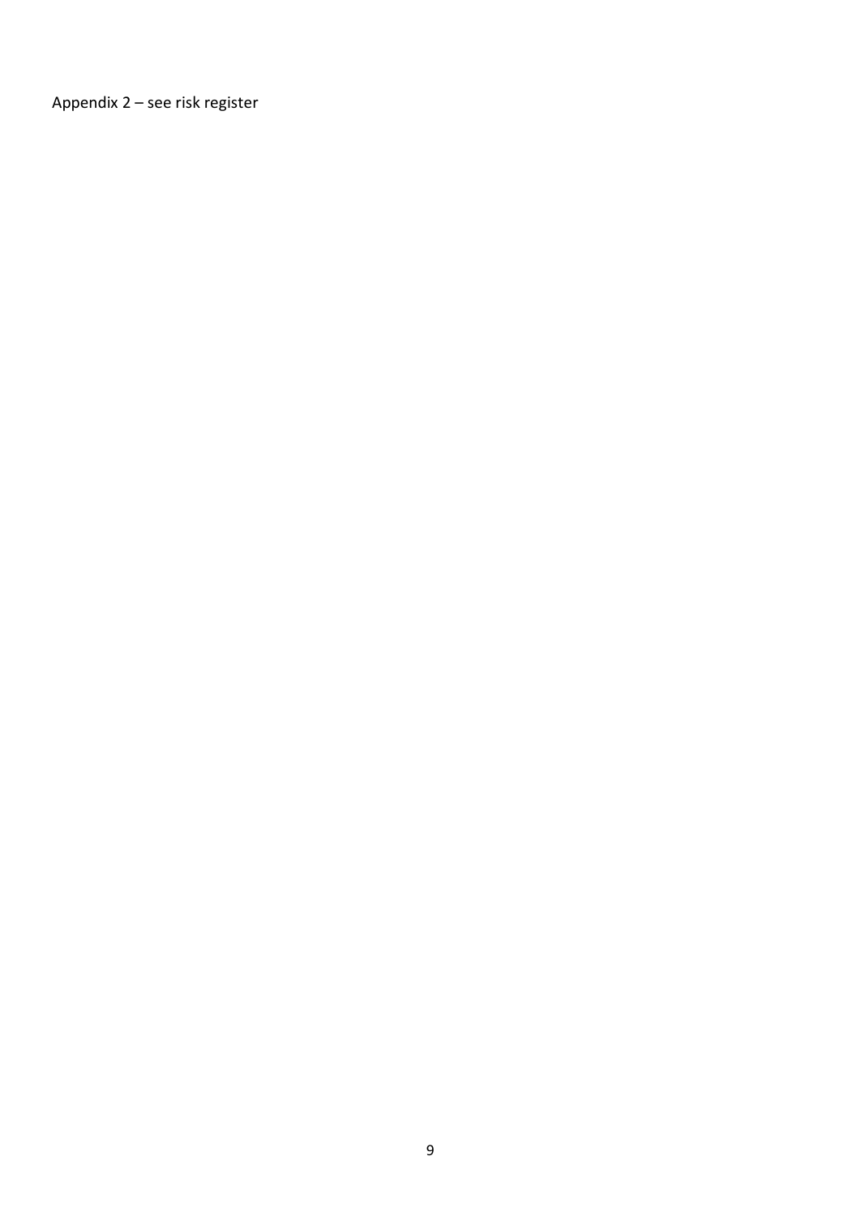Appendix 2 – see risk register